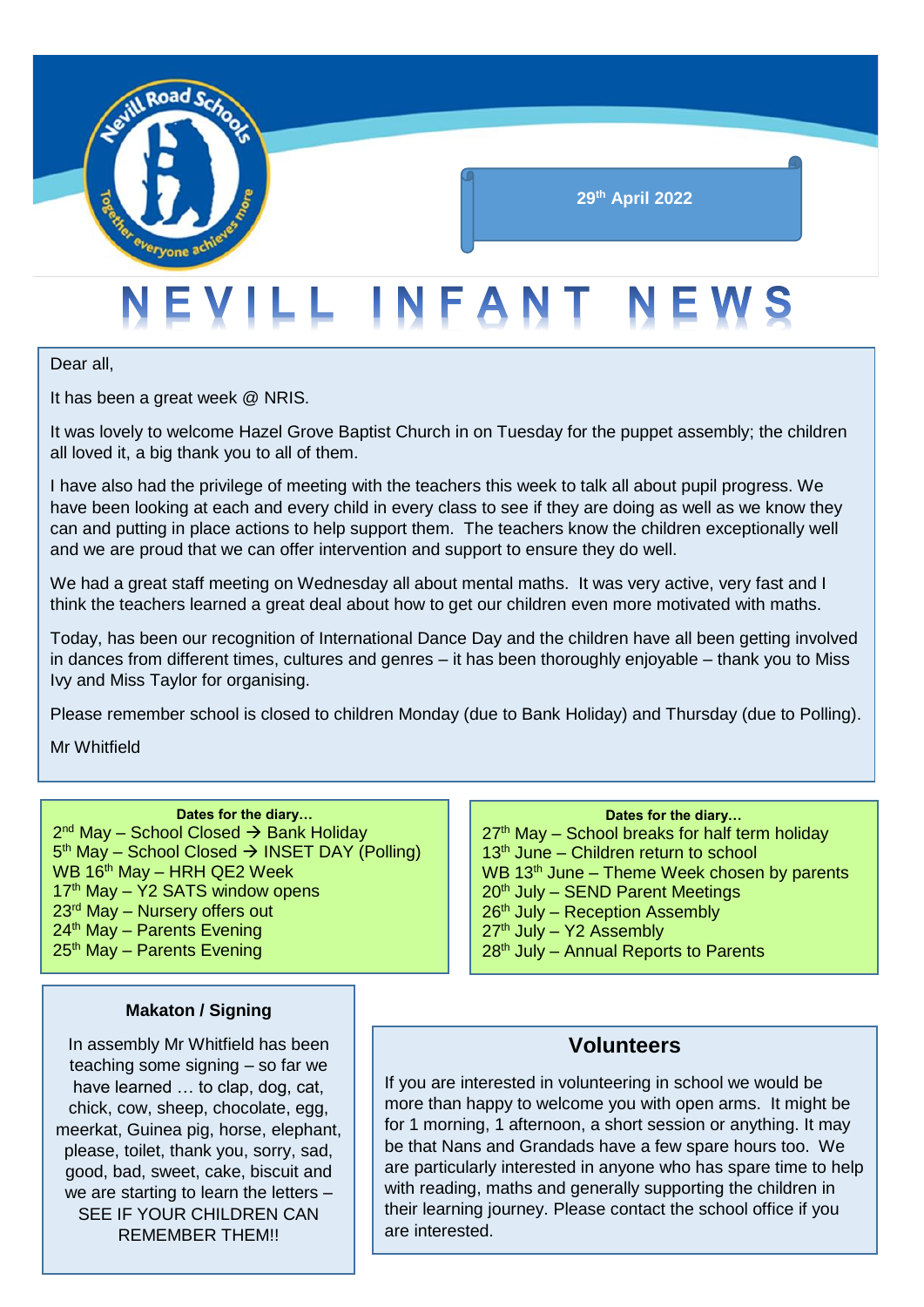29th April 2022

# NEVILL INFANT NEWS

Dear all,

It has been a great week @ NRIS.

It was lovely to welcome Hazel Grove Baptist Church in on Tuesday for the puppet assembly; the children all loved it, a big thank you to all of them.

I have also had the privilege of meeting with the teachers this week to talk all about pupil progress. We have been looking at each and every child in every class to see if they are doing as well as we know they can and putting in place actions to help support them. The teachers know the children exceptionally well and we are proud that we can offer intervention and support to ensure they do well.

We had a great staff meeting on Wednesday all about mental maths. It was very active, very fast and I think the teachers learned a great deal about how to get our children even more motivated with maths.

Today, has been our recognition of International Dance Day and the children have all been getting involved in dances from different times, cultures and genres – it has been thoroughly enjoyable – thank you to Miss Ivy and Miss Taylor for organising.

Please remember school is closed to children Monday (due to Bank Holiday) and Thursday (due to Polling).

Mr Whitfield

**Dates for the diary…**

2nd May – School Closed → Bank Holiday
5th May – School Closed → INSET DAY (Polling)
WB 16th May – HRH QE2 Week
17th May – Y2 SATS window opens
23rd May – Nursery offers out
24th May – Parents Evening
25th May – Parents Evening

**Dates for the diary…**

27th May – School breaks for half term holiday
13th June – Children return to school
WB 13th June – Theme Week chosen by parents
20th July – SEND Parent Meetings
26th July – Reception Assembly
27th July – Y2 Assembly
28th July – Annual Reports to Parents

### Makaton / Signing

In assembly Mr Whitfield has been teaching some signing – so far we have learned … to clap, dog, cat, chick, cow, sheep, chocolate, egg, meerkat, Guinea pig, horse, elephant, please, toilet, thank you, sorry, sad, good, bad, sweet, cake, biscuit and we are starting to learn the letters – SEE IF YOUR CHILDREN CAN REMEMBER THEM!!

## Volunteers

If you are interested in volunteering in school we would be more than happy to welcome you with open arms. It might be for 1 morning, 1 afternoon, a short session or anything. It may be that Nans and Grandads have a few spare hours too. We are particularly interested in anyone who has spare time to help with reading, maths and generally supporting the children in their learning journey. Please contact the school office if you are interested.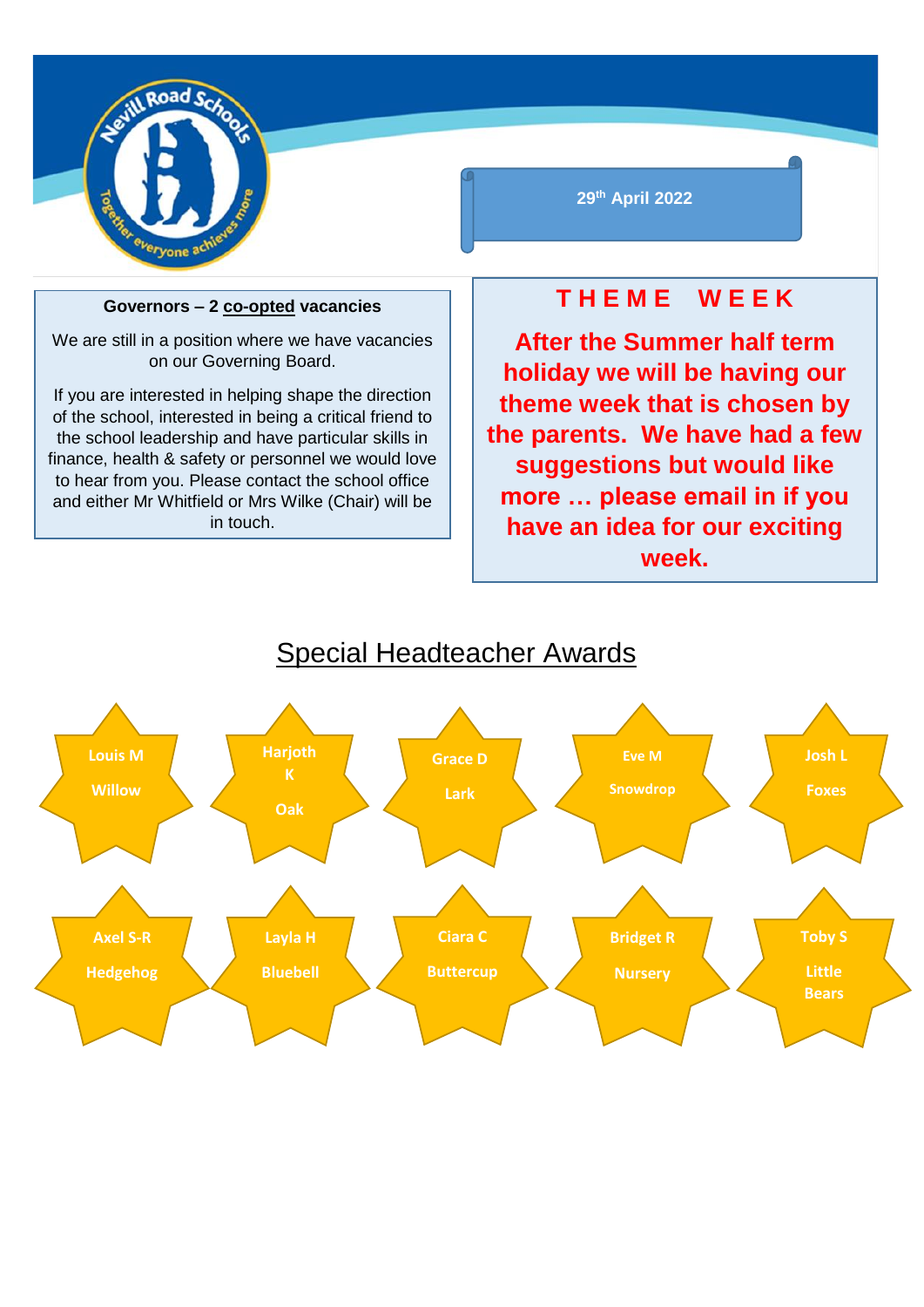29th April 2022

**Governors – 2 co-opted vacancies**

We are still in a position where we have vacancies on our Governing Board.

If you are interested in helping shape the direction of the school, interested in being a critical friend to the school leadership and have particular skills in finance, health & safety or personnel we would love to hear from you. Please contact the school office and either Mr Whitfield or Mrs Wilke (Chair) will be in touch.

## THEME WEEK

**After the Summer half term holiday we will be having our theme week that is chosen by the parents. We have had a few suggestions but would like more … please email in if you have an idea for our exciting week.**

## Special Headteacher Awards

- Louis M – Willow
- Harjoth K – Oak
- Grace D – Lark
- Eve M – Snowdrop
- Josh L – Foxes
- Axel S-R – Hedgehog
- Layla H – Bluebell
- Ciara C – Buttercup
- Bridget R – Nursery
- Toby S – Little Bears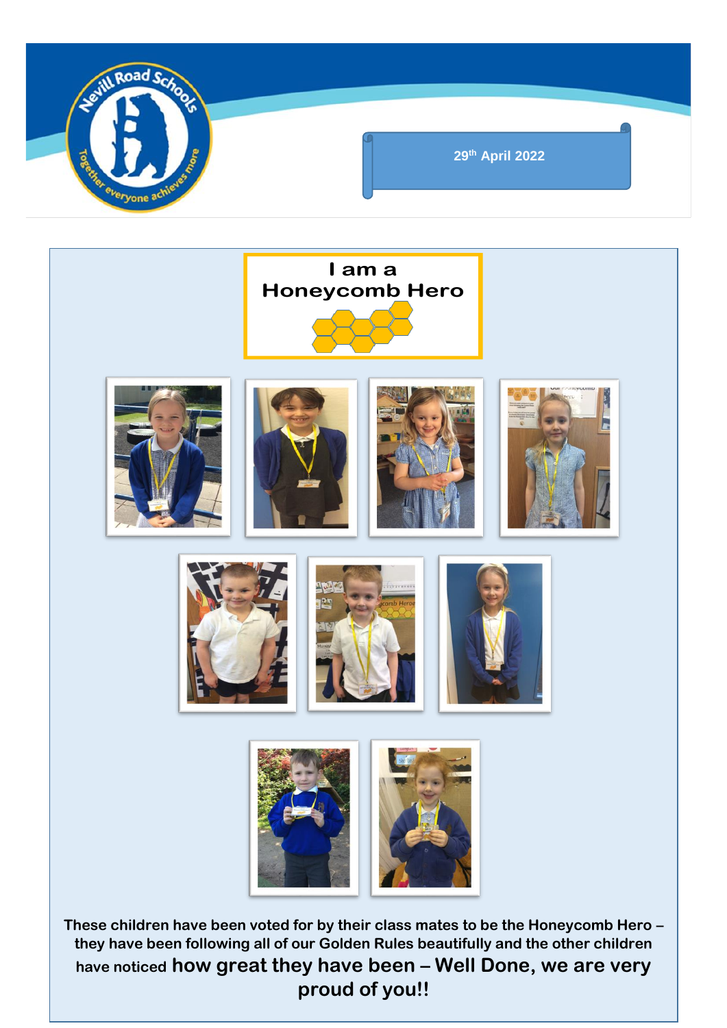29th April 2022

# I am a Honeycomb Hero

**These children have been voted for by their class mates to be the Honeycomb Hero – they have been following all of our Golden Rules beautifully and the other children have noticed how great they have been – Well Done, we are very proud of you!!**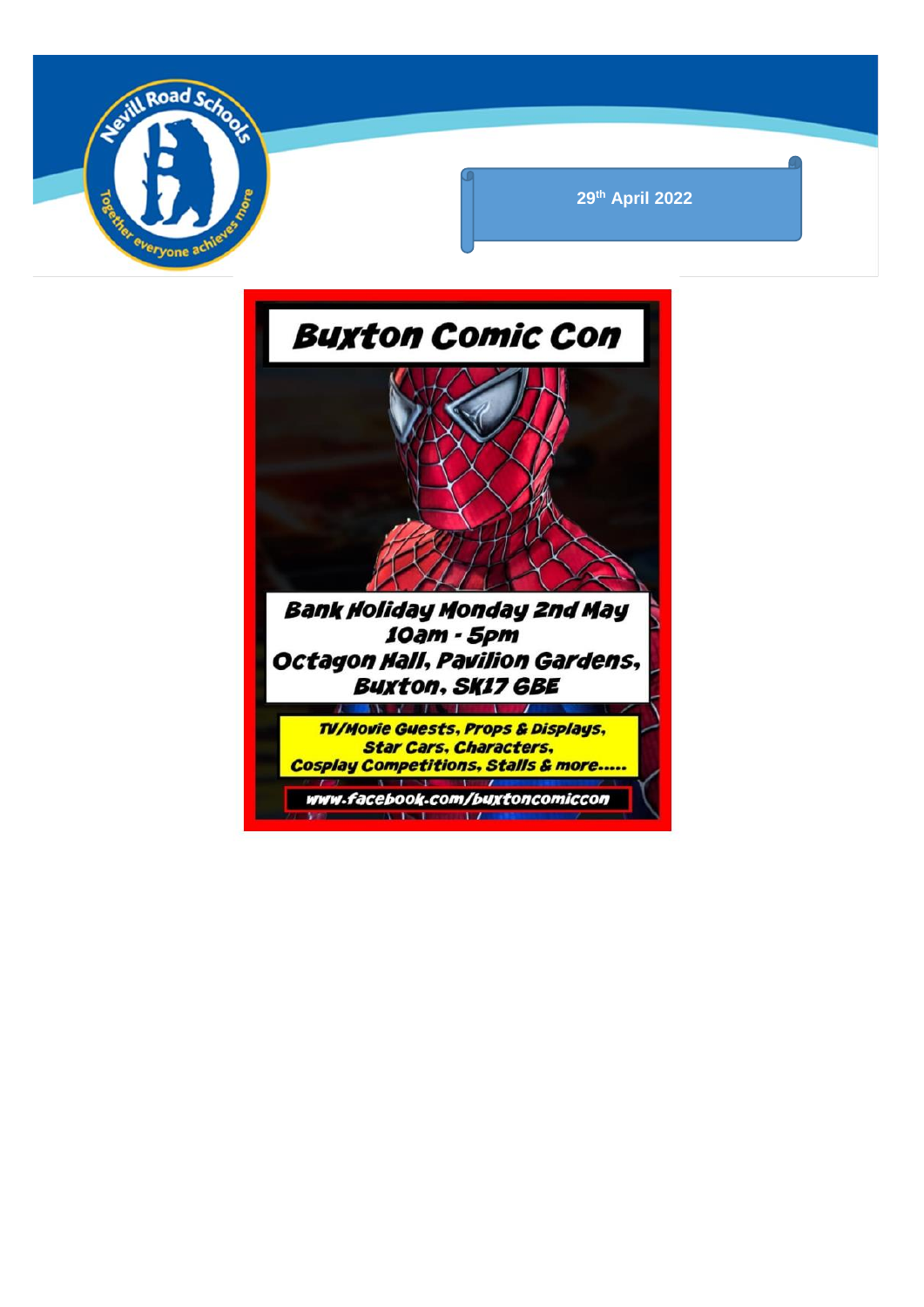29th April 2022

# Buxton Comic Con

**Bank Holiday Monday 2nd May**
**10am - 5pm**
**Octagon Hall, Pavilion Gardens, Buxton, SK17 6BE**

**TV/Movie Guests, Props & Displays, Star Cars, Characters, Cosplay Competitions, Stalls & more.....**

**www.facebook.com/buxtoncomiccon**